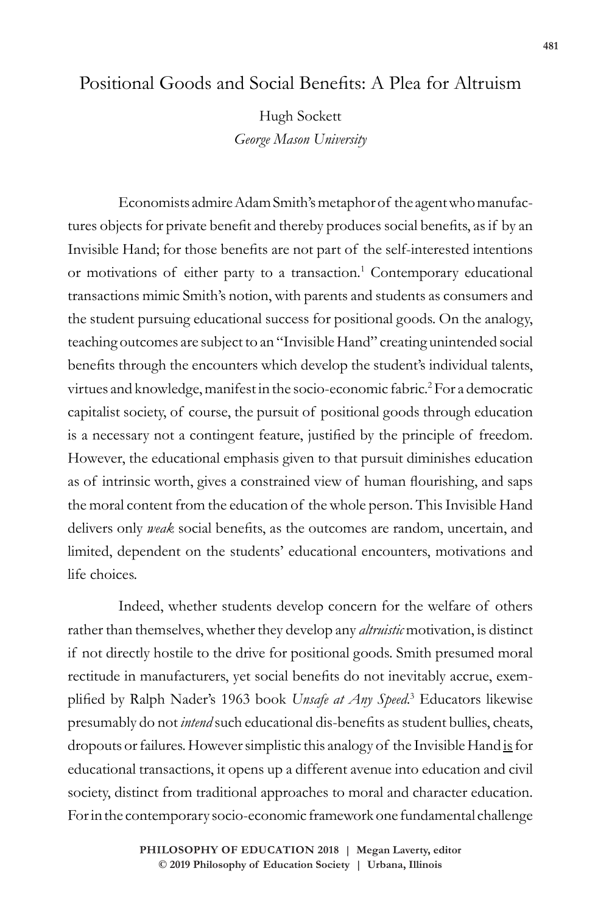# Positional Goods and Social Benefits: A Plea for Altruism

Hugh Sockett
*George Mason University*

Economists admire Adam Smith's metaphor of the agent who manufactures objects for private benefit and thereby produces social benefits, as if by an Invisible Hand; for those benefits are not part of the self-interested intentions or motivations of either party to a transaction.[1] Contemporary educational transactions mimic Smith's notion, with parents and students as consumers and the student pursuing educational success for positional goods. On the analogy, teaching outcomes are subject to an "Invisible Hand" creating unintended social benefits through the encounters which develop the student's individual talents, virtues and knowledge, manifest in the socio-economic fabric.[2] For a democratic capitalist society, of course, the pursuit of positional goods through education is a necessary not a contingent feature, justified by the principle of freedom. However, the educational emphasis given to that pursuit diminishes education as of intrinsic worth, gives a constrained view of human flourishing, and saps the moral content from the education of the whole person. This Invisible Hand delivers only *weak* social benefits, as the outcomes are random, uncertain, and limited, dependent on the students' educational encounters, motivations and life choices.

Indeed, whether students develop concern for the welfare of others rather than themselves, whether they develop any *altruistic* motivation, is distinct if not directly hostile to the drive for positional goods. Smith presumed moral rectitude in manufacturers, yet social benefits do not inevitably accrue, exemplified by Ralph Nader's 1963 book *Unsafe at Any Speed*.[3] Educators likewise presumably do not *intend* such educational dis-benefits as student bullies, cheats, dropouts or failures. However simplistic this analogy of the Invisible Hand <u>is</u> for educational transactions, it opens up a different avenue into education and civil society, distinct from traditional approaches to moral and character education. For in the contemporary socio-economic framework one fundamental challenge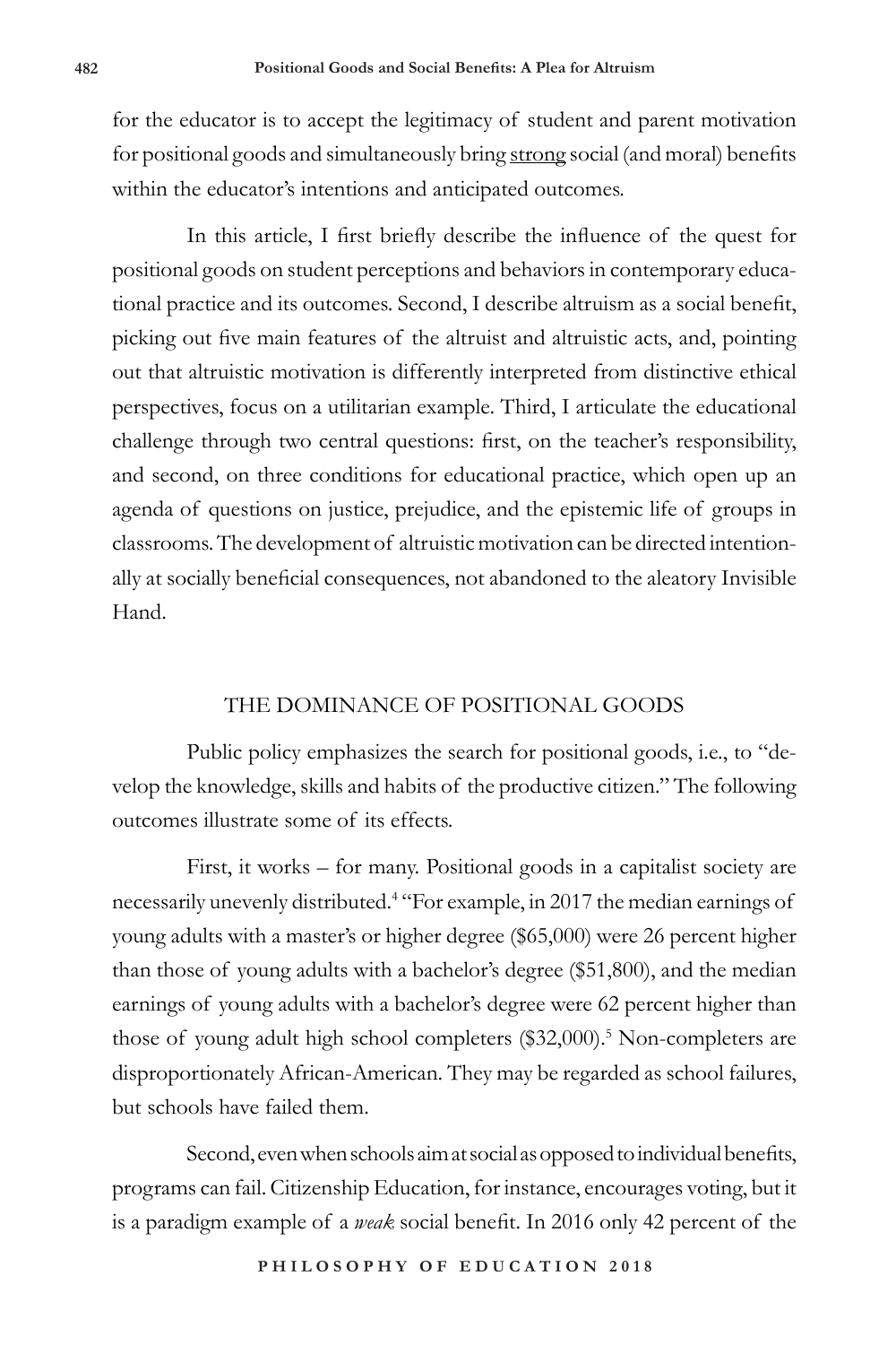for the educator is to accept the legitimacy of student and parent motivation for positional goods and simultaneously bring <u>strong</u> social (and moral) benefits within the educator's intentions and anticipated outcomes.

In this article, I first briefly describe the influence of the quest for positional goods on student perceptions and behaviors in contemporary educational practice and its outcomes. Second, I describe altruism as a social benefit, picking out five main features of the altruist and altruistic acts, and, pointing out that altruistic motivation is differently interpreted from distinctive ethical perspectives, focus on a utilitarian example. Third, I articulate the educational challenge through two central questions: first, on the teacher's responsibility, and second, on three conditions for educational practice, which open up an agenda of questions on justice, prejudice, and the epistemic life of groups in classrooms. The development of altruistic motivation can be directed intentionally at socially beneficial consequences, not abandoned to the aleatory Invisible Hand.

## THE DOMINANCE OF POSITIONAL GOODS

Public policy emphasizes the search for positional goods, i.e., to "develop the knowledge, skills and habits of the productive citizen." The following outcomes illustrate some of its effects.

First, it works – for many. Positional goods in a capitalist society are necessarily unevenly distributed.[4] "For example, in 2017 the median earnings of young adults with a master's or higher degree ($65,000) were 26 percent higher than those of young adults with a bachelor's degree ($51,800), and the median earnings of young adults with a bachelor's degree were 62 percent higher than those of young adult high school completers ($32,000).[5] Non-completers are disproportionately African-American. They may be regarded as school failures, but schools have failed them.

Second, even when schools aim at social as opposed to individual benefits, programs can fail. Citizenship Education, for instance, encourages voting, but it is a paradigm example of a *weak* social benefit. In 2016 only 42 percent of the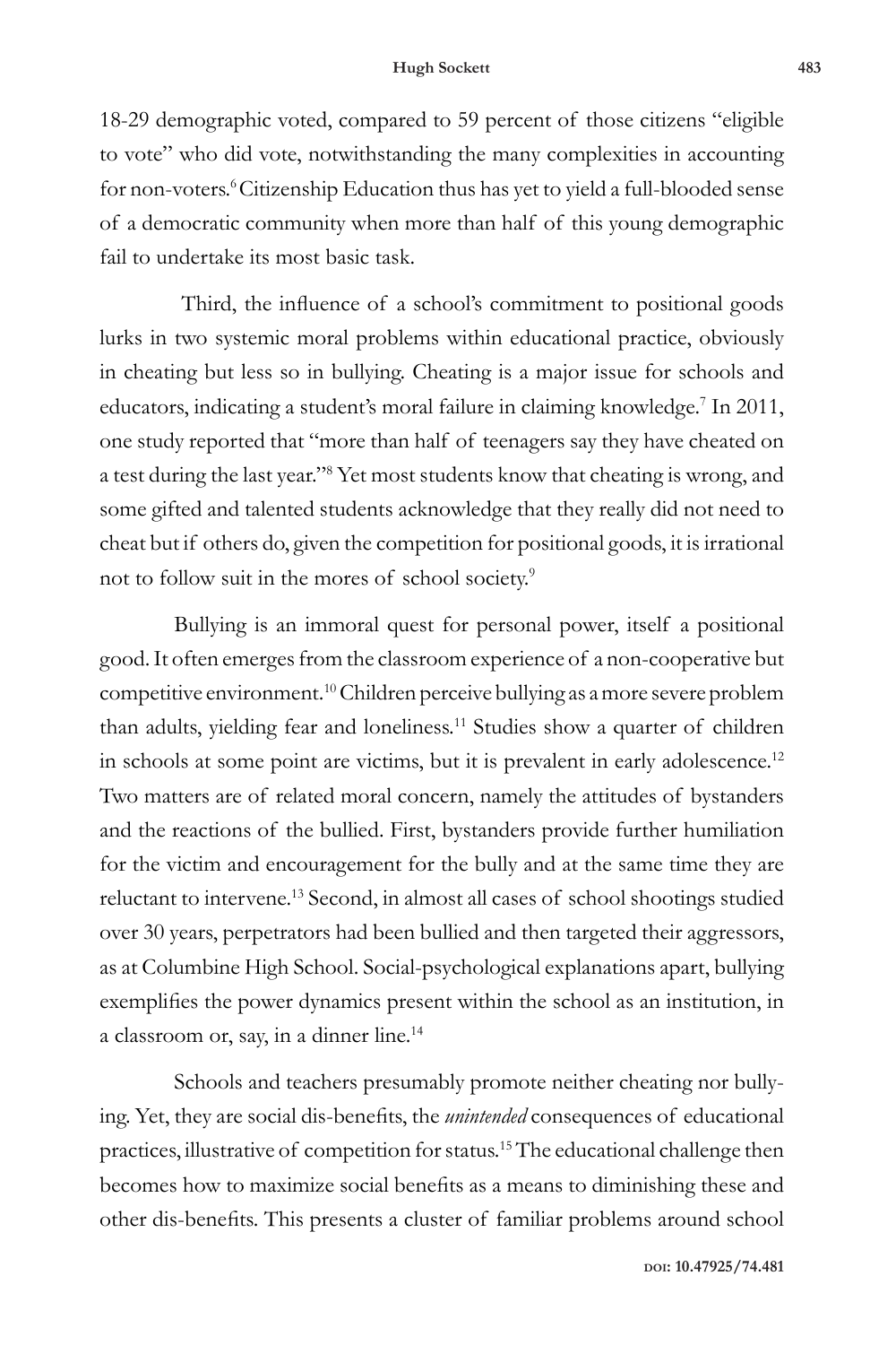18-29 demographic voted, compared to 59 percent of those citizens "eligible to vote" who did vote, notwithstanding the many complexities in accounting for non-voters.[6] Citizenship Education thus has yet to yield a full-blooded sense of a democratic community when more than half of this young demographic fail to undertake its most basic task.

Third, the influence of a school's commitment to positional goods lurks in two systemic moral problems within educational practice, obviously in cheating but less so in bullying. Cheating is a major issue for schools and educators, indicating a student's moral failure in claiming knowledge.[7] In 2011, one study reported that "more than half of teenagers say they have cheated on a test during the last year."[8] Yet most students know that cheating is wrong, and some gifted and talented students acknowledge that they really did not need to cheat but if others do, given the competition for positional goods, it is irrational not to follow suit in the mores of school society.[9]

Bullying is an immoral quest for personal power, itself a positional good. It often emerges from the classroom experience of a non-cooperative but competitive environment.[10] Children perceive bullying as a more severe problem than adults, yielding fear and loneliness.[11] Studies show a quarter of children in schools at some point are victims, but it is prevalent in early adolescence.[12] Two matters are of related moral concern, namely the attitudes of bystanders and the reactions of the bullied. First, bystanders provide further humiliation for the victim and encouragement for the bully and at the same time they are reluctant to intervene.[13] Second, in almost all cases of school shootings studied over 30 years, perpetrators had been bullied and then targeted their aggressors, as at Columbine High School. Social-psychological explanations apart, bullying exemplifies the power dynamics present within the school as an institution, in a classroom or, say, in a dinner line.[14]

Schools and teachers presumably promote neither cheating nor bullying. Yet, they are social dis-benefits, the *unintended* consequences of educational practices, illustrative of competition for status.[15] The educational challenge then becomes how to maximize social benefits as a means to diminishing these and other dis-benefits. This presents a cluster of familiar problems around school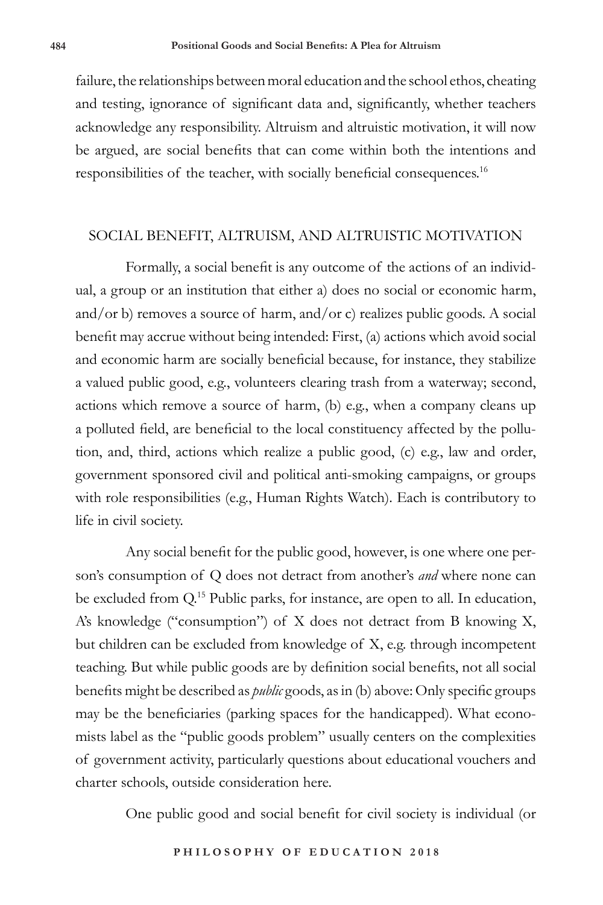failure, the relationships between moral education and the school ethos, cheating and testing, ignorance of significant data and, significantly, whether teachers acknowledge any responsibility. Altruism and altruistic motivation, it will now be argued, are social benefits that can come within both the intentions and responsibilities of the teacher, with socially beneficial consequences.[16]

## SOCIAL BENEFIT, ALTRUISM, AND ALTRUISTIC MOTIVATION

Formally, a social benefit is any outcome of the actions of an individual, a group or an institution that either a) does no social or economic harm, and/or b) removes a source of harm, and/or c) realizes public goods. A social benefit may accrue without being intended: First, (a) actions which avoid social and economic harm are socially beneficial because, for instance, they stabilize a valued public good, e.g., volunteers clearing trash from a waterway; second, actions which remove a source of harm, (b) e.g., when a company cleans up a polluted field, are beneficial to the local constituency affected by the pollution, and, third, actions which realize a public good, (c) e.g., law and order, government sponsored civil and political anti-smoking campaigns, or groups with role responsibilities (e.g., Human Rights Watch). Each is contributory to life in civil society.

Any social benefit for the public good, however, is one where one person's consumption of Q does not detract from another's *and* where none can be excluded from Q.[15] Public parks, for instance, are open to all. In education, A's knowledge ("consumption") of X does not detract from B knowing X, but children can be excluded from knowledge of X, e.g. through incompetent teaching. But while public goods are by definition social benefits, not all social benefits might be described as *public* goods, as in (b) above: Only specific groups may be the beneficiaries (parking spaces for the handicapped). What economists label as the "public goods problem" usually centers on the complexities of government activity, particularly questions about educational vouchers and charter schools, outside consideration here.

One public good and social benefit for civil society is individual (or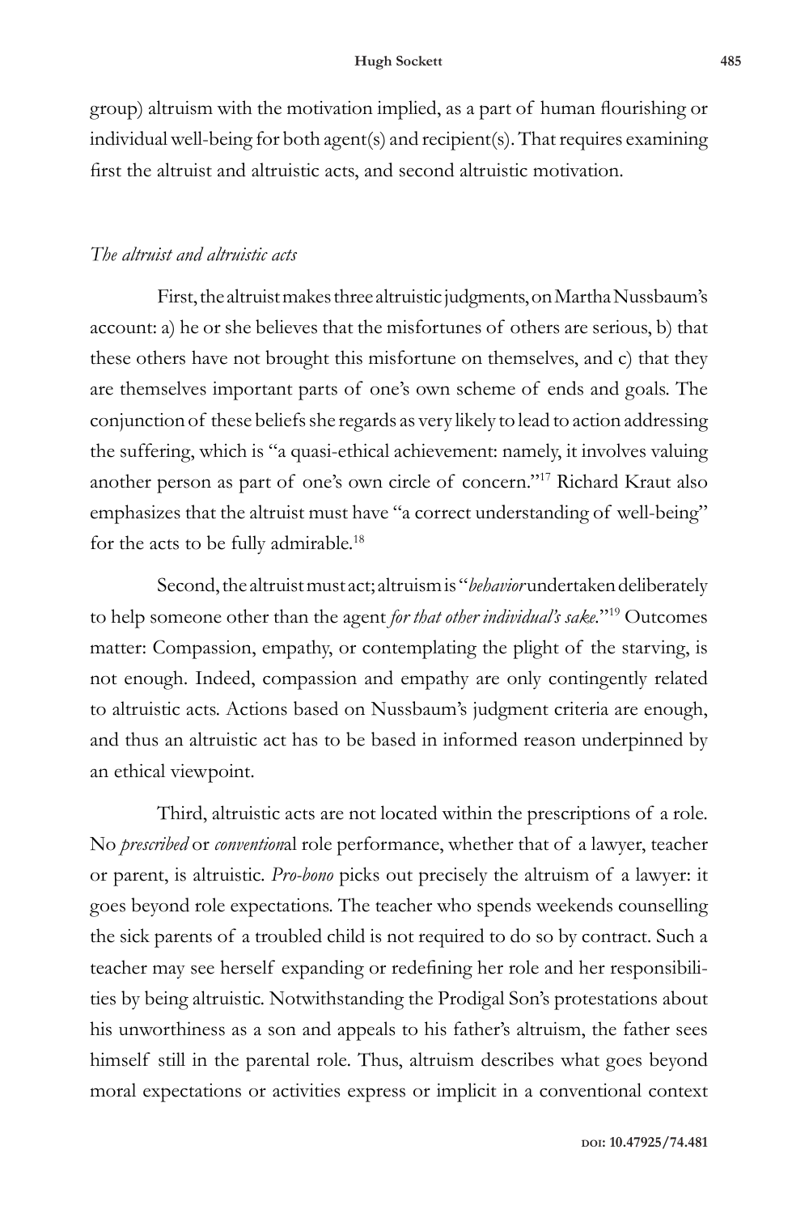group) altruism with the motivation implied, as a part of human flourishing or individual well-being for both agent(s) and recipient(s). That requires examining first the altruist and altruistic acts, and second altruistic motivation.

### *The altruist and altruistic acts*

First, the altruist makes three altruistic judgments, on Martha Nussbaum's account: a) he or she believes that the misfortunes of others are serious, b) that these others have not brought this misfortune on themselves, and c) that they are themselves important parts of one's own scheme of ends and goals. The conjunction of these beliefs she regards as very likely to lead to action addressing the suffering, which is "a quasi-ethical achievement: namely, it involves valuing another person as part of one's own circle of concern."[17] Richard Kraut also emphasizes that the altruist must have "a correct understanding of well-being" for the acts to be fully admirable.[18]

Second, the altruist must act; altruism is "*behavior* undertaken deliberately to help someone other than the agent *for that other individual's sake*."[19] Outcomes matter: Compassion, empathy, or contemplating the plight of the starving, is not enough. Indeed, compassion and empathy are only contingently related to altruistic acts. Actions based on Nussbaum's judgment criteria are enough, and thus an altruistic act has to be based in informed reason underpinned by an ethical viewpoint.

Third, altruistic acts are not located within the prescriptions of a role. No *prescribed* or *convention*al role performance, whether that of a lawyer, teacher or parent, is altruistic. *Pro-bono* picks out precisely the altruism of a lawyer: it goes beyond role expectations. The teacher who spends weekends counselling the sick parents of a troubled child is not required to do so by contract. Such a teacher may see herself expanding or redefining her role and her responsibilities by being altruistic. Notwithstanding the Prodigal Son's protestations about his unworthiness as a son and appeals to his father's altruism, the father sees himself still in the parental role. Thus, altruism describes what goes beyond moral expectations or activities express or implicit in a conventional context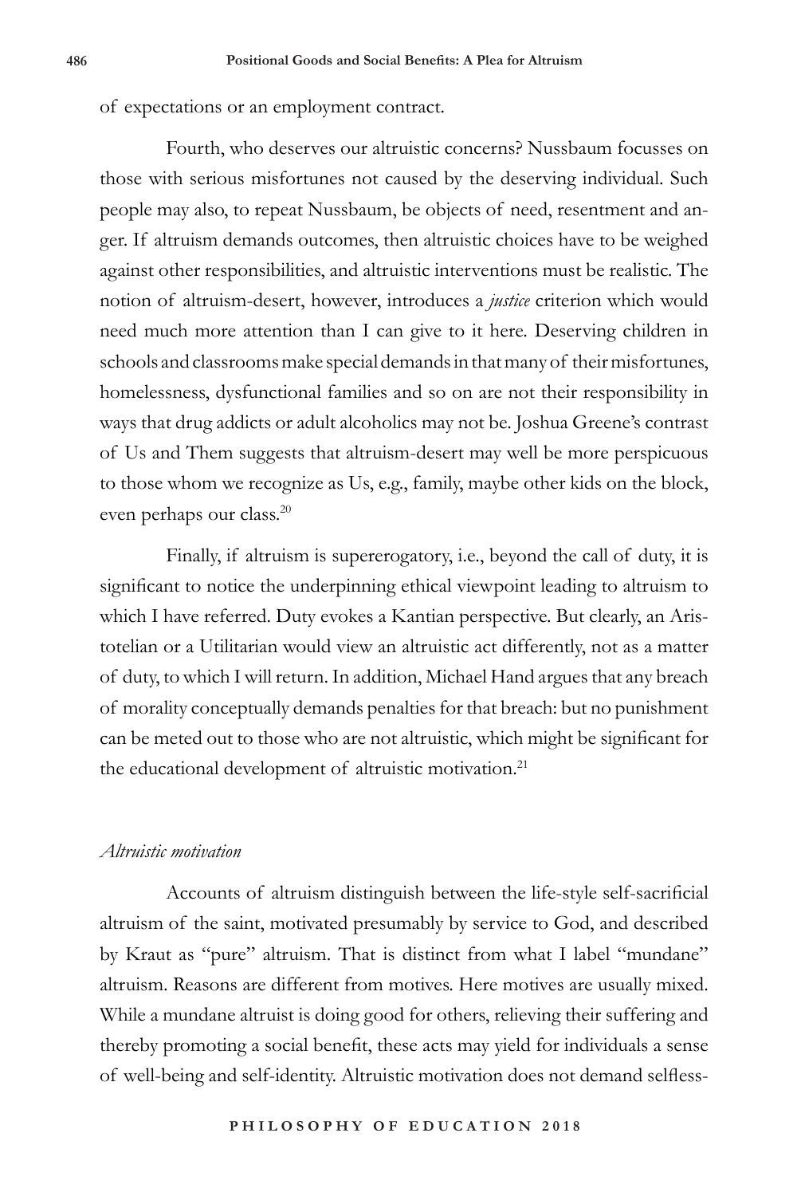of expectations or an employment contract.

Fourth, who deserves our altruistic concerns? Nussbaum focusses on those with serious misfortunes not caused by the deserving individual. Such people may also, to repeat Nussbaum, be objects of need, resentment and anger. If altruism demands outcomes, then altruistic choices have to be weighed against other responsibilities, and altruistic interventions must be realistic. The notion of altruism-desert, however, introduces a *justice* criterion which would need much more attention than I can give to it here. Deserving children in schools and classrooms make special demands in that many of their misfortunes, homelessness, dysfunctional families and so on are not their responsibility in ways that drug addicts or adult alcoholics may not be. Joshua Greene's contrast of Us and Them suggests that altruism-desert may well be more perspicuous to those whom we recognize as Us, e.g., family, maybe other kids on the block, even perhaps our class.[20]

Finally, if altruism is supererogatory, i.e., beyond the call of duty, it is significant to notice the underpinning ethical viewpoint leading to altruism to which I have referred. Duty evokes a Kantian perspective. But clearly, an Aristotelian or a Utilitarian would view an altruistic act differently, not as a matter of duty, to which I will return. In addition, Michael Hand argues that any breach of morality conceptually demands penalties for that breach: but no punishment can be meted out to those who are not altruistic, which might be significant for the educational development of altruistic motivation.[21]

### *Altruistic motivation*

Accounts of altruism distinguish between the life-style self-sacrificial altruism of the saint, motivated presumably by service to God, and described by Kraut as "pure" altruism. That is distinct from what I label "mundane" altruism. Reasons are different from motives. Here motives are usually mixed. While a mundane altruist is doing good for others, relieving their suffering and thereby promoting a social benefit, these acts may yield for individuals a sense of well-being and self-identity. Altruistic motivation does not demand selfless-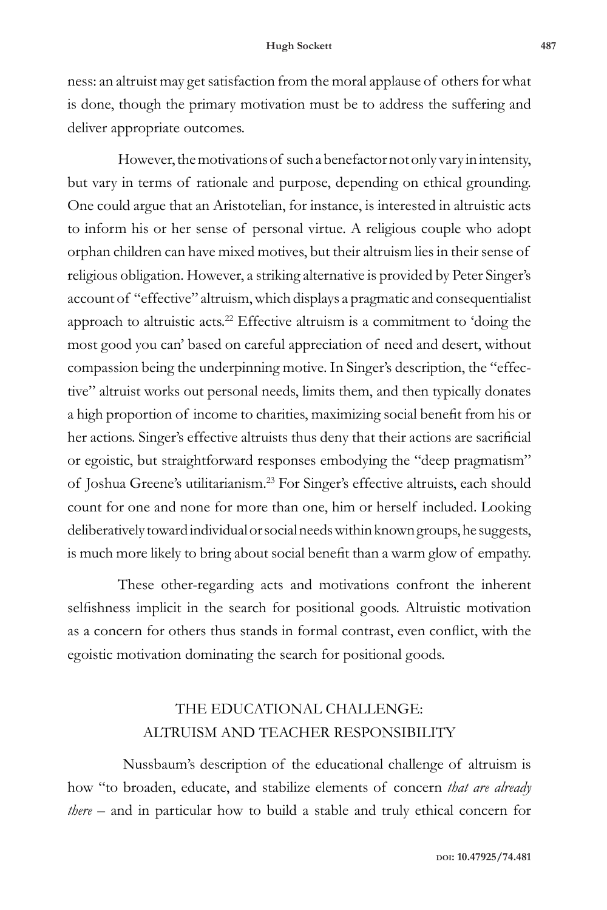ness: an altruist may get satisfaction from the moral applause of others for what is done, though the primary motivation must be to address the suffering and deliver appropriate outcomes.

However, the motivations of such a benefactor not only vary in intensity, but vary in terms of rationale and purpose, depending on ethical grounding. One could argue that an Aristotelian, for instance, is interested in altruistic acts to inform his or her sense of personal virtue. A religious couple who adopt orphan children can have mixed motives, but their altruism lies in their sense of religious obligation. However, a striking alternative is provided by Peter Singer's account of "effective" altruism, which displays a pragmatic and consequentialist approach to altruistic acts.[22] Effective altruism is a commitment to 'doing the most good you can' based on careful appreciation of need and desert, without compassion being the underpinning motive. In Singer's description, the "effective" altruist works out personal needs, limits them, and then typically donates a high proportion of income to charities, maximizing social benefit from his or her actions. Singer's effective altruists thus deny that their actions are sacrificial or egoistic, but straightforward responses embodying the "deep pragmatism" of Joshua Greene's utilitarianism.[23] For Singer's effective altruists, each should count for one and none for more than one, him or herself included. Looking deliberatively toward individual or social needs within known groups, he suggests, is much more likely to bring about social benefit than a warm glow of empathy.

These other-regarding acts and motivations confront the inherent selfishness implicit in the search for positional goods. Altruistic motivation as a concern for others thus stands in formal contrast, even conflict, with the egoistic motivation dominating the search for positional goods.

## THE EDUCATIONAL CHALLENGE: ALTRUISM AND TEACHER RESPONSIBILITY

Nussbaum's description of the educational challenge of altruism is how "to broaden, educate, and stabilize elements of concern *that are already there* – and in particular how to build a stable and truly ethical concern for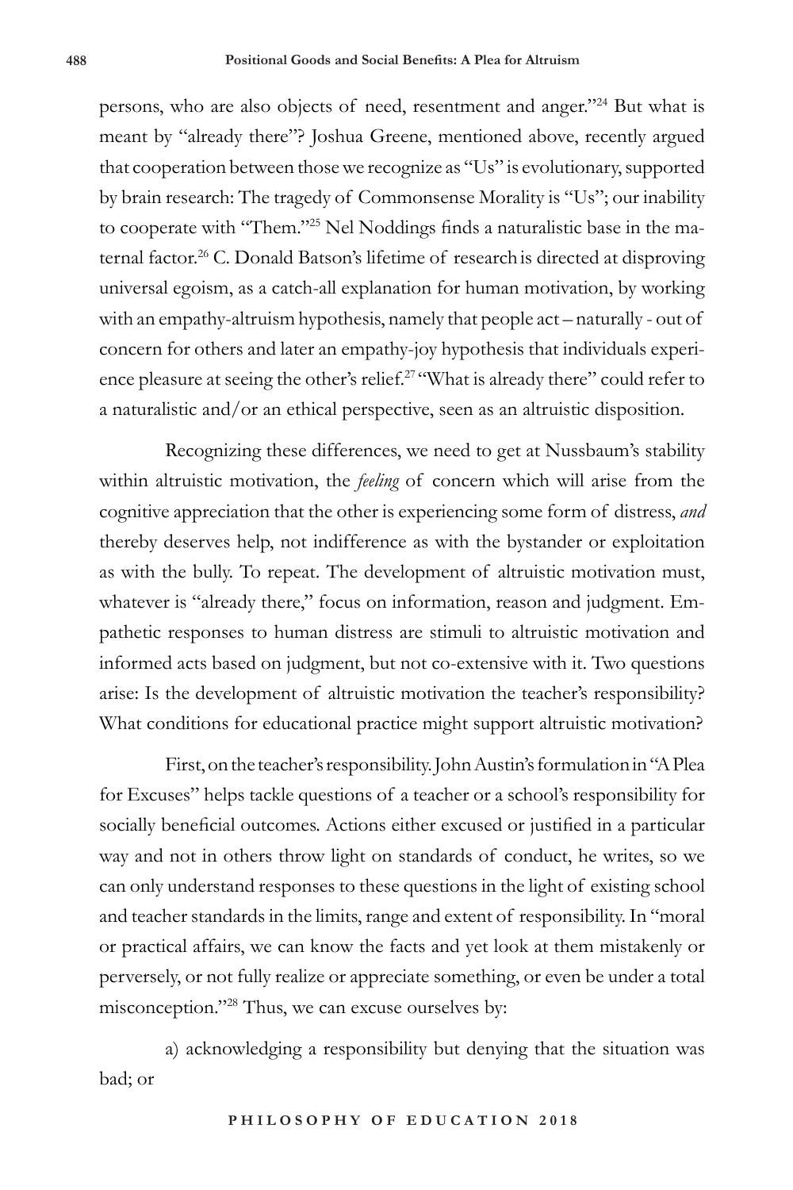persons, who are also objects of need, resentment and anger."[24] But what is meant by "already there"? Joshua Greene, mentioned above, recently argued that cooperation between those we recognize as "Us" is evolutionary, supported by brain research: The tragedy of Commonsense Morality is "Us"; our inability to cooperate with "Them."[25] Nel Noddings finds a naturalistic base in the maternal factor.[26] C. Donald Batson's lifetime of research is directed at disproving universal egoism, as a catch-all explanation for human motivation, by working with an empathy-altruism hypothesis, namely that people act – naturally - out of concern for others and later an empathy-joy hypothesis that individuals experience pleasure at seeing the other's relief.[27] "What is already there" could refer to a naturalistic and/or an ethical perspective, seen as an altruistic disposition.

Recognizing these differences, we need to get at Nussbaum's stability within altruistic motivation, the *feeling* of concern which will arise from the cognitive appreciation that the other is experiencing some form of distress, *and* thereby deserves help, not indifference as with the bystander or exploitation as with the bully. To repeat. The development of altruistic motivation must, whatever is "already there," focus on information, reason and judgment. Empathetic responses to human distress are stimuli to altruistic motivation and informed acts based on judgment, but not co-extensive with it. Two questions arise: Is the development of altruistic motivation the teacher's responsibility? What conditions for educational practice might support altruistic motivation?

First, on the teacher's responsibility. John Austin's formulation in "A Plea for Excuses" helps tackle questions of a teacher or a school's responsibility for socially beneficial outcomes. Actions either excused or justified in a particular way and not in others throw light on standards of conduct, he writes, so we can only understand responses to these questions in the light of existing school and teacher standards in the limits, range and extent of responsibility. In "moral or practical affairs, we can know the facts and yet look at them mistakenly or perversely, or not fully realize or appreciate something, or even be under a total misconception."[28] Thus, we can excuse ourselves by:

a) acknowledging a responsibility but denying that the situation was bad; or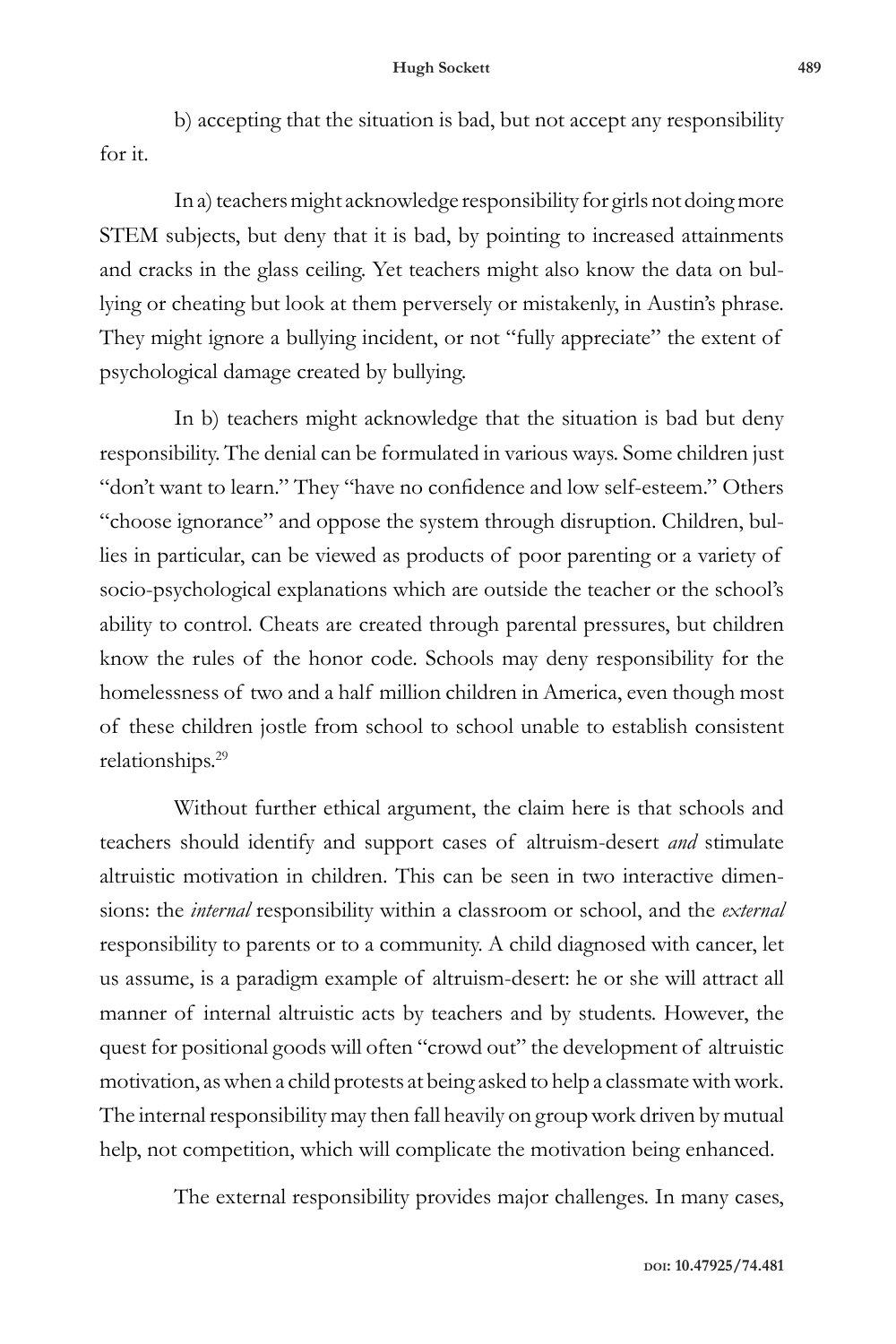b) accepting that the situation is bad, but not accept any responsibility for it.

In a) teachers might acknowledge responsibility for girls not doing more STEM subjects, but deny that it is bad, by pointing to increased attainments and cracks in the glass ceiling. Yet teachers might also know the data on bullying or cheating but look at them perversely or mistakenly, in Austin's phrase. They might ignore a bullying incident, or not "fully appreciate" the extent of psychological damage created by bullying.

In b) teachers might acknowledge that the situation is bad but deny responsibility. The denial can be formulated in various ways. Some children just "don't want to learn." They "have no confidence and low self-esteem." Others "choose ignorance" and oppose the system through disruption. Children, bullies in particular, can be viewed as products of poor parenting or a variety of socio-psychological explanations which are outside the teacher or the school's ability to control. Cheats are created through parental pressures, but children know the rules of the honor code. Schools may deny responsibility for the homelessness of two and a half million children in America, even though most of these children jostle from school to school unable to establish consistent relationships.[29]

Without further ethical argument, the claim here is that schools and teachers should identify and support cases of altruism-desert *and* stimulate altruistic motivation in children. This can be seen in two interactive dimensions: the *internal* responsibility within a classroom or school, and the *external* responsibility to parents or to a community. A child diagnosed with cancer, let us assume, is a paradigm example of altruism-desert: he or she will attract all manner of internal altruistic acts by teachers and by students. However, the quest for positional goods will often "crowd out" the development of altruistic motivation, as when a child protests at being asked to help a classmate with work. The internal responsibility may then fall heavily on group work driven by mutual help, not competition, which will complicate the motivation being enhanced.

The external responsibility provides major challenges. In many cases,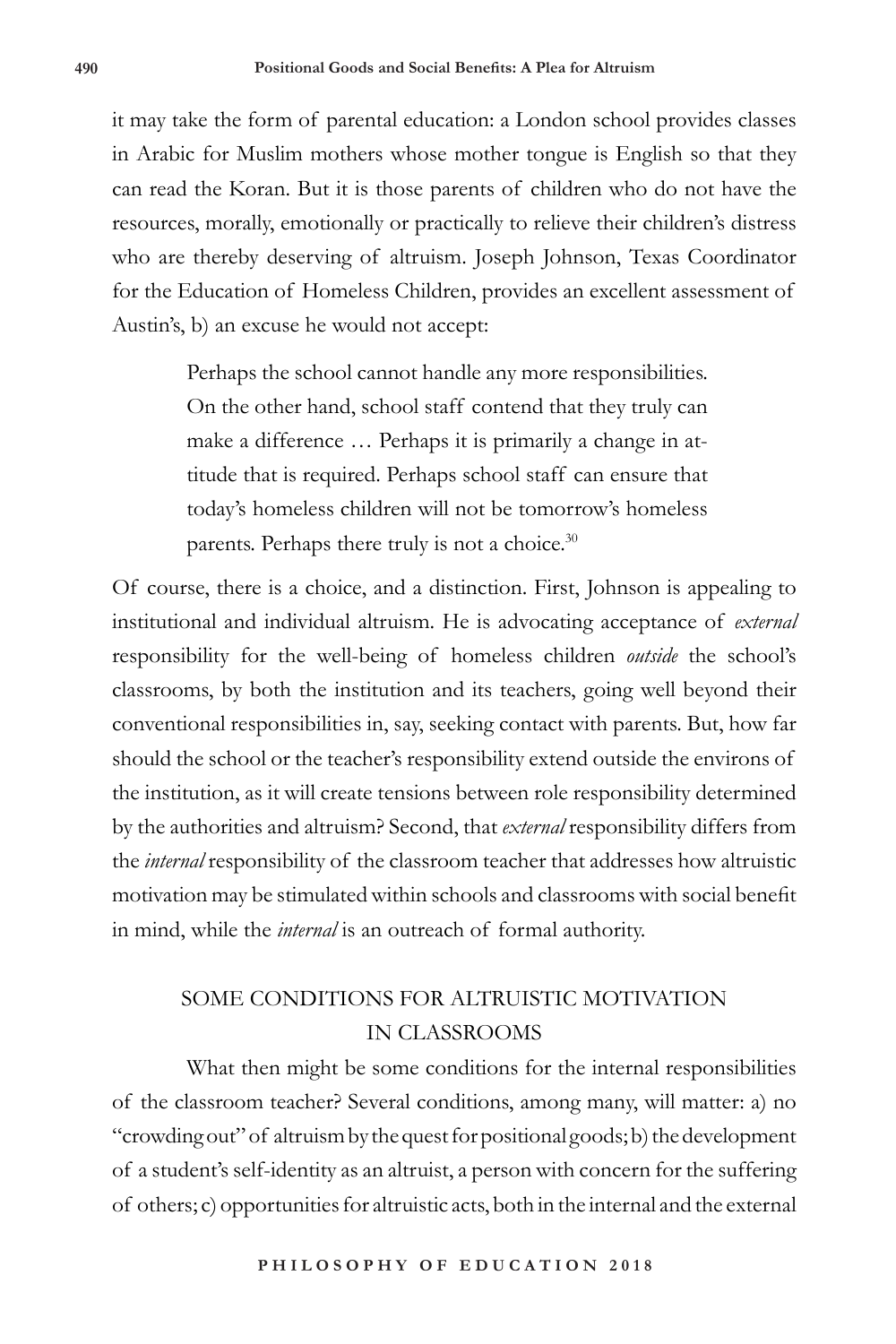it may take the form of parental education: a London school provides classes in Arabic for Muslim mothers whose mother tongue is English so that they can read the Koran. But it is those parents of children who do not have the resources, morally, emotionally or practically to relieve their children's distress who are thereby deserving of altruism. Joseph Johnson, Texas Coordinator for the Education of Homeless Children, provides an excellent assessment of Austin's, b) an excuse he would not accept:

> Perhaps the school cannot handle any more responsibilities. On the other hand, school staff contend that they truly can make a difference … Perhaps it is primarily a change in attitude that is required. Perhaps school staff can ensure that today's homeless children will not be tomorrow's homeless parents. Perhaps there truly is not a choice.[30]

Of course, there is a choice, and a distinction. First, Johnson is appealing to institutional and individual altruism. He is advocating acceptance of *external* responsibility for the well-being of homeless children *outside* the school's classrooms, by both the institution and its teachers, going well beyond their conventional responsibilities in, say, seeking contact with parents. But, how far should the school or the teacher's responsibility extend outside the environs of the institution, as it will create tensions between role responsibility determined by the authorities and altruism? Second, that *external* responsibility differs from the *internal* responsibility of the classroom teacher that addresses how altruistic motivation may be stimulated within schools and classrooms with social benefit in mind, while the *internal* is an outreach of formal authority.

## SOME CONDITIONS FOR ALTRUISTIC MOTIVATION IN CLASSROOMS

What then might be some conditions for the internal responsibilities of the classroom teacher? Several conditions, among many, will matter: a) no "crowding out" of altruism by the quest for positional goods; b) the development of a student's self-identity as an altruist, a person with concern for the suffering of others; c) opportunities for altruistic acts, both in the internal and the external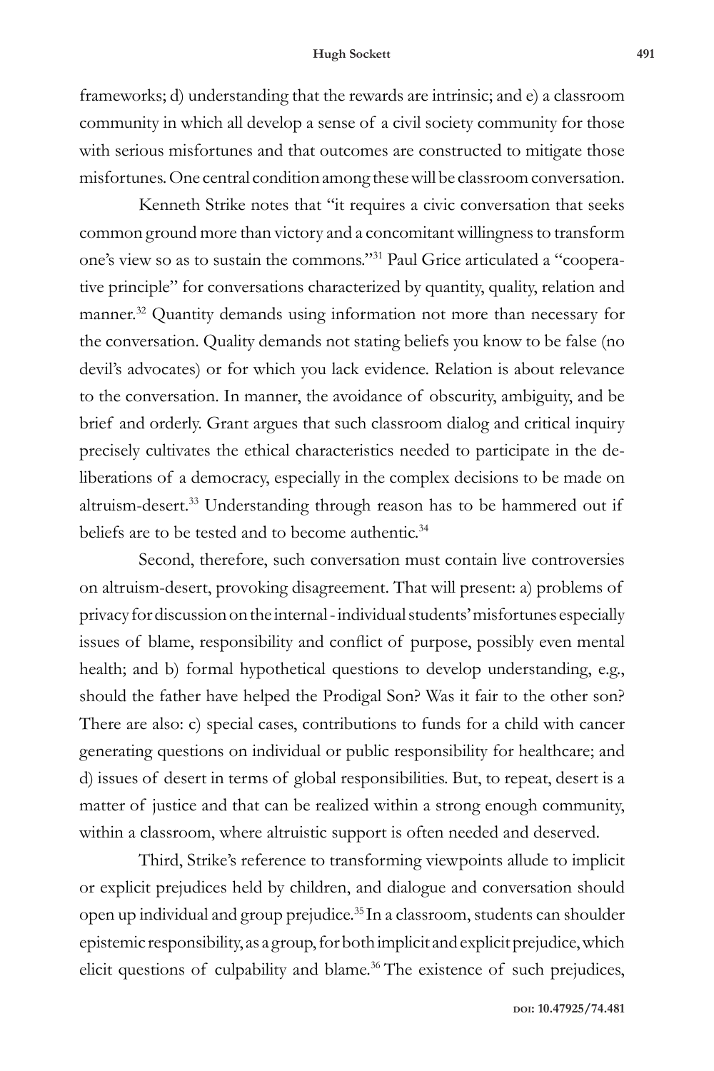frameworks; d) understanding that the rewards are intrinsic; and e) a classroom community in which all develop a sense of a civil society community for those with serious misfortunes and that outcomes are constructed to mitigate those misfortunes. One central condition among these will be classroom conversation.

Kenneth Strike notes that "it requires a civic conversation that seeks common ground more than victory and a concomitant willingness to transform one's view so as to sustain the commons."[31] Paul Grice articulated a "cooperative principle" for conversations characterized by quantity, quality, relation and manner.[32] Quantity demands using information not more than necessary for the conversation. Quality demands not stating beliefs you know to be false (no devil's advocates) or for which you lack evidence. Relation is about relevance to the conversation. In manner, the avoidance of obscurity, ambiguity, and be brief and orderly. Grant argues that such classroom dialog and critical inquiry precisely cultivates the ethical characteristics needed to participate in the deliberations of a democracy, especially in the complex decisions to be made on altruism-desert.[33] Understanding through reason has to be hammered out if beliefs are to be tested and to become authentic.[34]

Second, therefore, such conversation must contain live controversies on altruism-desert, provoking disagreement. That will present: a) problems of privacy for discussion on the internal - individual students' misfortunes especially issues of blame, responsibility and conflict of purpose, possibly even mental health; and b) formal hypothetical questions to develop understanding, e.g., should the father have helped the Prodigal Son? Was it fair to the other son? There are also: c) special cases, contributions to funds for a child with cancer generating questions on individual or public responsibility for healthcare; and d) issues of desert in terms of global responsibilities. But, to repeat, desert is a matter of justice and that can be realized within a strong enough community, within a classroom, where altruistic support is often needed and deserved.

Third, Strike's reference to transforming viewpoints allude to implicit or explicit prejudices held by children, and dialogue and conversation should open up individual and group prejudice.[35] In a classroom, students can shoulder epistemic responsibility, as a group, for both implicit and explicit prejudice, which elicit questions of culpability and blame.[36] The existence of such prejudices,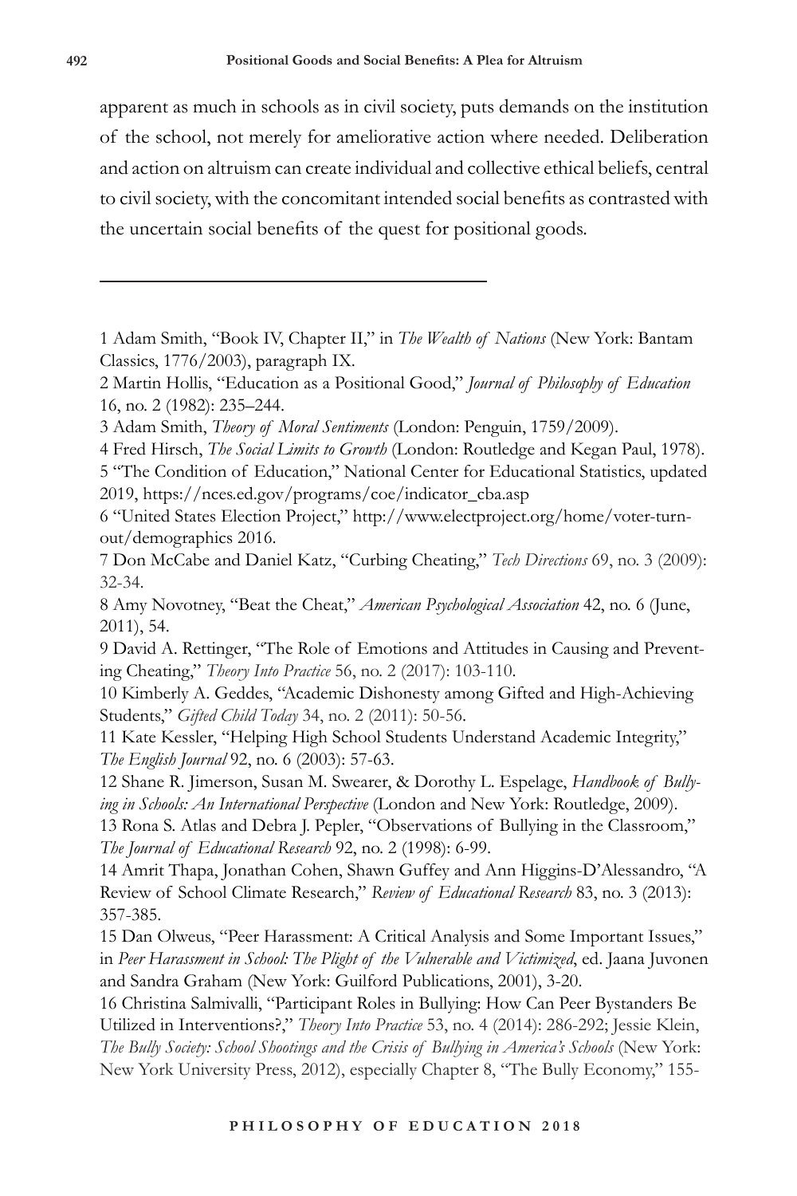apparent as much in schools as in civil society, puts demands on the institution of the school, not merely for ameliorative action where needed. Deliberation and action on altruism can create individual and collective ethical beliefs, central to civil society, with the concomitant intended social benefits as contrasted with the uncertain social benefits of the quest for positional goods.

---

1 Adam Smith, "Book IV, Chapter II," in *The Wealth of Nations* (New York: Bantam Classics, 1776/2003), paragraph IX.

2 Martin Hollis, "Education as a Positional Good," *Journal of Philosophy of Education* 16, no. 2 (1982): 235–244.

3 Adam Smith, *Theory of Moral Sentiments* (London: Penguin, 1759/2009).

4 Fred Hirsch, *The Social Limits to Growth* (London: Routledge and Kegan Paul, 1978).

5 "The Condition of Education," National Center for Educational Statistics, updated 2019, https://nces.ed.gov/programs/coe/indicator_cba.asp

6 "United States Election Project," http://www.electproject.org/home/voter-turnout/demographics 2016.

7 Don McCabe and Daniel Katz, "Curbing Cheating," *Tech Directions* 69, no. 3 (2009): 32-34.

8 Amy Novotney, "Beat the Cheat," *American Psychological Association* 42, no. 6 (June, 2011), 54.

9 David A. Rettinger, "The Role of Emotions and Attitudes in Causing and Preventing Cheating," *Theory Into Practice* 56, no. 2 (2017): 103-110.

10 Kimberly A. Geddes, "Academic Dishonesty among Gifted and High-Achieving Students," *Gifted Child Today* 34, no. 2 (2011): 50-56.

11 Kate Kessler, "Helping High School Students Understand Academic Integrity," *The English Journal* 92, no. 6 (2003): 57-63.

12 Shane R. Jimerson, Susan M. Swearer, & Dorothy L. Espelage, *Handbook of Bullying in Schools: An International Perspective* (London and New York: Routledge, 2009).

13 Rona S. Atlas and Debra J. Pepler, "Observations of Bullying in the Classroom," *The Journal of Educational Research* 92, no. 2 (1998): 6-99.

14 Amrit Thapa, Jonathan Cohen, Shawn Guffey and Ann Higgins-D'Alessandro, "A Review of School Climate Research," *Review of Educational Research* 83, no. 3 (2013): 357-385.

15 Dan Olweus, "Peer Harassment: A Critical Analysis and Some Important Issues," in *Peer Harassment in School: The Plight of the Vulnerable and Victimized*, ed. Jaana Juvonen and Sandra Graham (New York: Guilford Publications, 2001), 3-20.

16 Christina Salmivalli, "Participant Roles in Bullying: How Can Peer Bystanders Be Utilized in Interventions?," *Theory Into Practice* 53, no. 4 (2014): 286-292; Jessie Klein, *The Bully Society: School Shootings and the Crisis of Bullying in America's Schools* (New York: New York University Press, 2012), especially Chapter 8, "The Bully Economy," 155-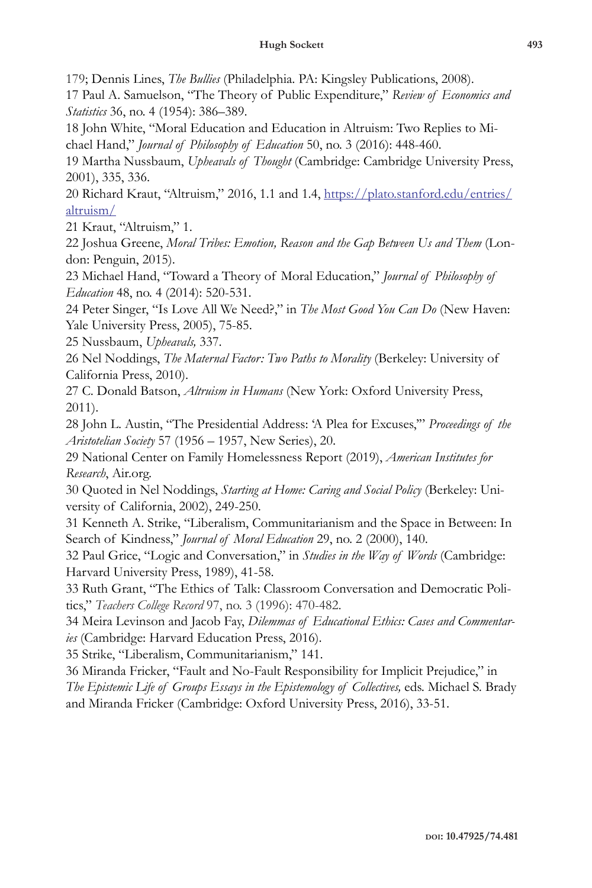179; Dennis Lines, *The Bullies* (Philadelphia. PA: Kingsley Publications, 2008).

17 Paul A. Samuelson, "The Theory of Public Expenditure," *Review of Economics and Statistics* 36, no. 4 (1954): 386–389.

18 John White, "Moral Education and Education in Altruism: Two Replies to Michael Hand," *Journal of Philosophy of Education* 50, no. 3 (2016): 448-460.

19 Martha Nussbaum, *Upheavals of Thought* (Cambridge: Cambridge University Press, 2001), 335, 336.

20 Richard Kraut, "Altruism," 2016, 1.1 and 1.4, https://plato.stanford.edu/entries/altruism/

21 Kraut, "Altruism," 1.

22 Joshua Greene, *Moral Tribes: Emotion, Reason and the Gap Between Us and Them* (London: Penguin, 2015).

23 Michael Hand, "Toward a Theory of Moral Education," *Journal of Philosophy of Education* 48, no. 4 (2014): 520-531.

24 Peter Singer, "Is Love All We Need?," in *The Most Good You Can Do* (New Haven: Yale University Press, 2005), 75-85.

25 Nussbaum, *Upheavals,* 337.

26 Nel Noddings, *The Maternal Factor: Two Paths to Morality* (Berkeley: University of California Press, 2010).

27 C. Donald Batson, *Altruism in Humans* (New York: Oxford University Press, 2011).

28 John L. Austin, "The Presidential Address: 'A Plea for Excuses,'" *Proceedings of the Aristotelian Society* 57 (1956 – 1957, New Series), 20.

29 National Center on Family Homelessness Report (2019), *American Institutes for Research*, Air.org.

30 Quoted in Nel Noddings, *Starting at Home: Caring and Social Policy* (Berkeley: University of California, 2002), 249-250.

31 Kenneth A. Strike, "Liberalism, Communitarianism and the Space in Between: In Search of Kindness," *Journal of Moral Education* 29, no. 2 (2000), 140.

32 Paul Grice, "Logic and Conversation," in *Studies in the Way of Words* (Cambridge: Harvard University Press, 1989), 41-58.

33 Ruth Grant, "The Ethics of Talk: Classroom Conversation and Democratic Politics," *Teachers College Record* 97, no. 3 (1996): 470-482.

34 Meira Levinson and Jacob Fay, *Dilemmas of Educational Ethics: Cases and Commentaries* (Cambridge: Harvard Education Press, 2016).

35 Strike, "Liberalism, Communitarianism," 141.

36 Miranda Fricker, "Fault and No-Fault Responsibility for Implicit Prejudice," in *The Epistemic Life of Groups Essays in the Epistemology of Collectives,* eds. Michael S. Brady and Miranda Fricker (Cambridge: Oxford University Press, 2016), 33-51.